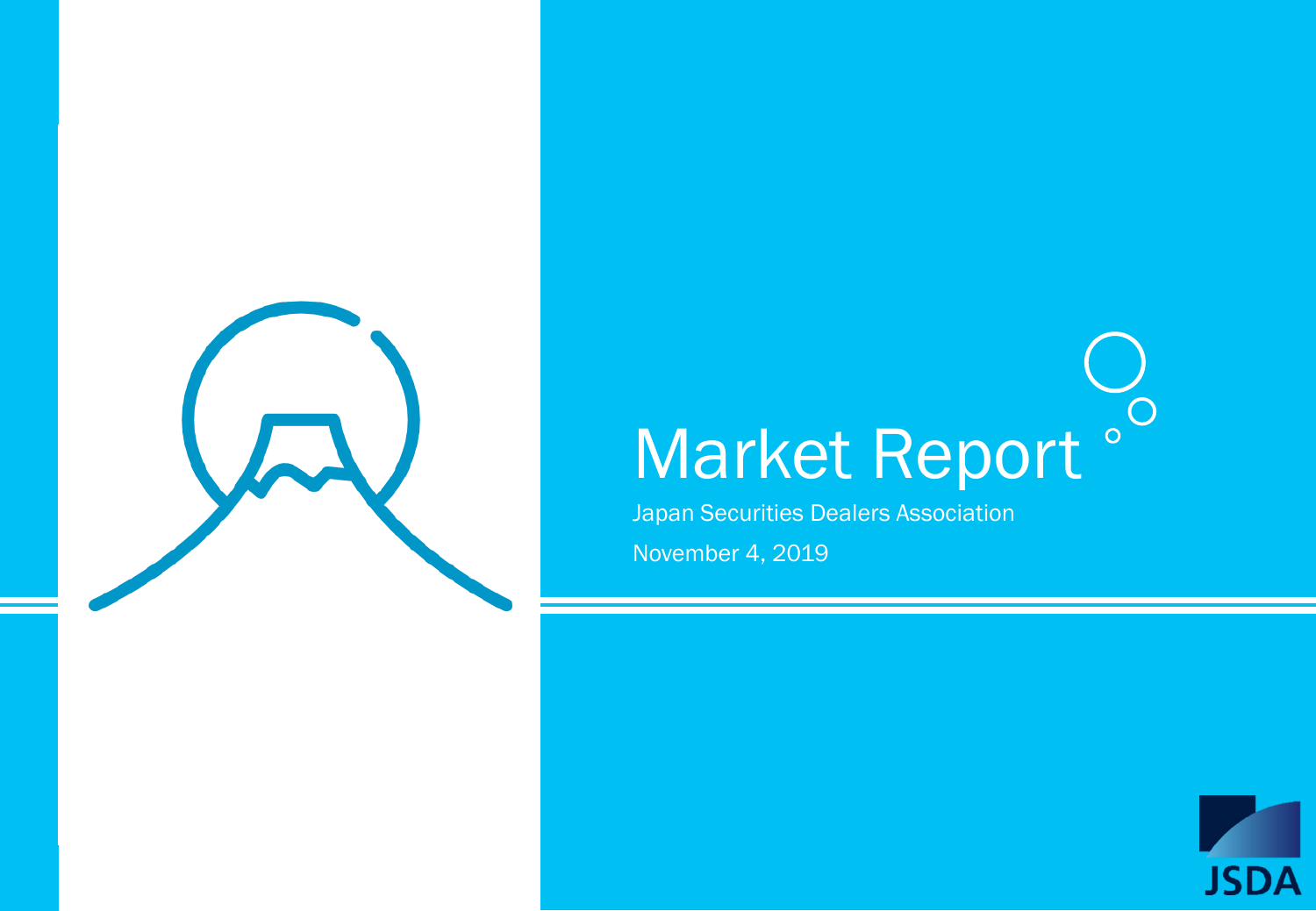# Market Report

Japan Securities Dealers Association

November 4, 2019

JSDA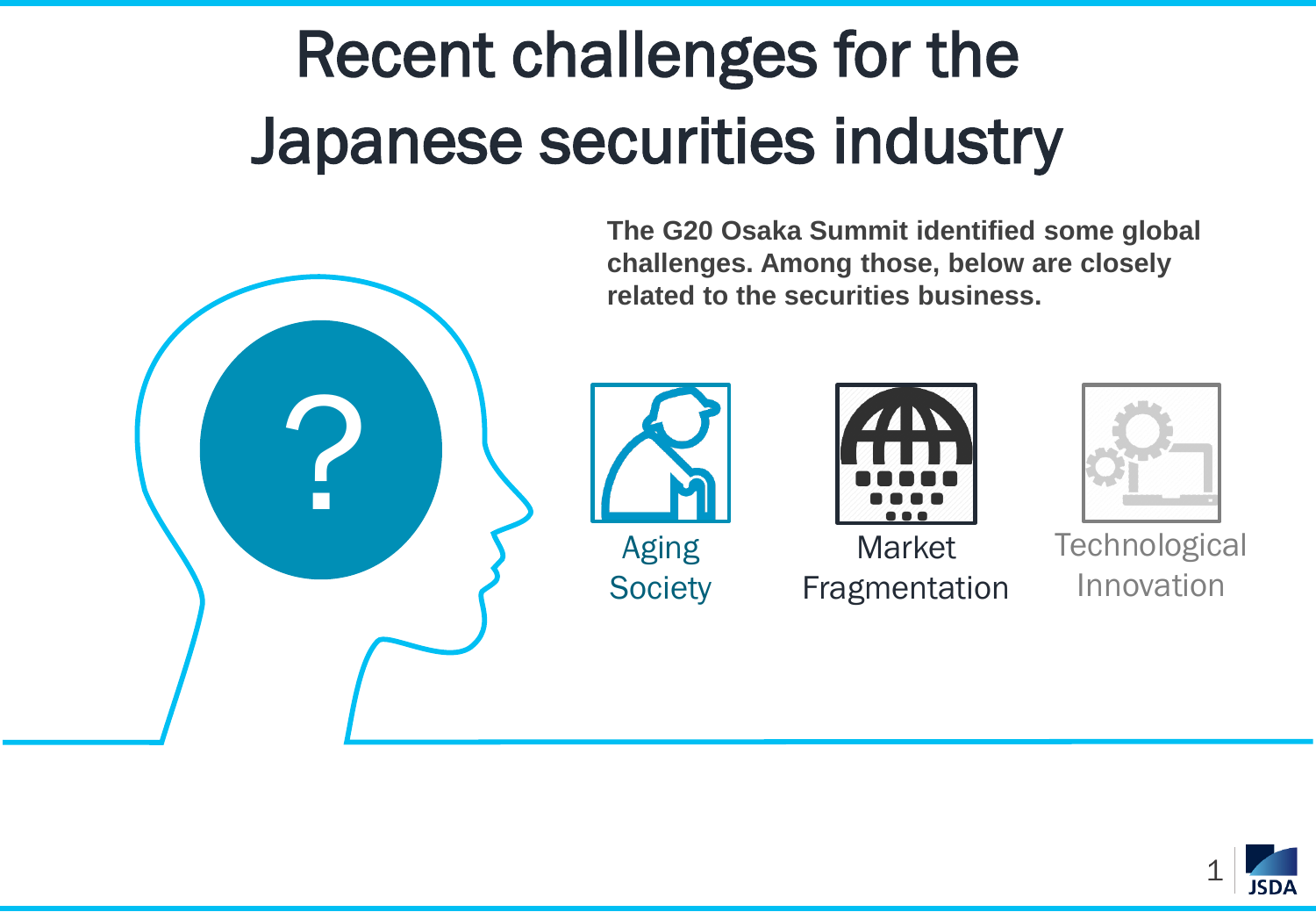# Recent challenges for the Japanese securities industry

**The G20 Osaka Summit identified some global challenges. Among those, below are closely related to the securities business.**

Aging Society

Market Fragmentation

Technological Innovation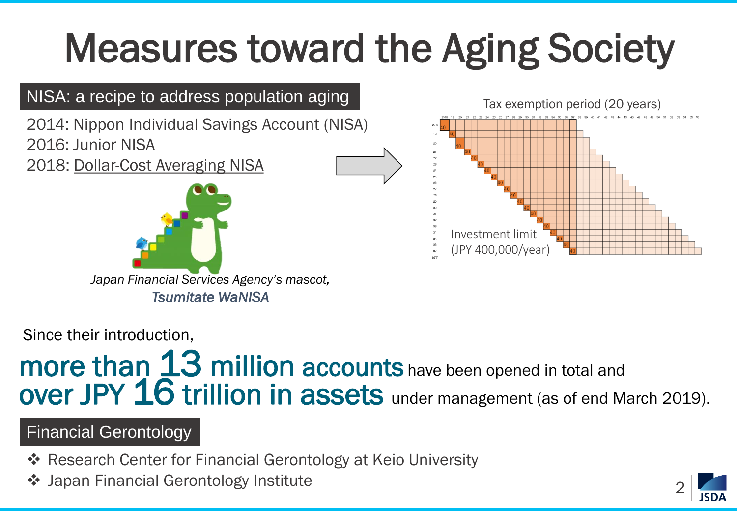# Measures toward the Aging Society

## NISA: a recipe to address population aging

2014: Nippon Individual Savings Account (NISA)
2016: Junior NISA
2018: Dollar-Cost Averaging NISA

*Japan Financial Services Agency's mascot,*
*Tsumitate WaNISA*

Tax exemption period (20 years)

Investment limit
(JPY 400,000/year)

Since their introduction,

**more than 13 million accounts** have been opened in total and **over JPY 16 trillion in assets** under management (as of end March 2019).

## Financial Gerontology

- Research Center for Financial Gerontology at Keio University
- Japan Financial Gerontology Institute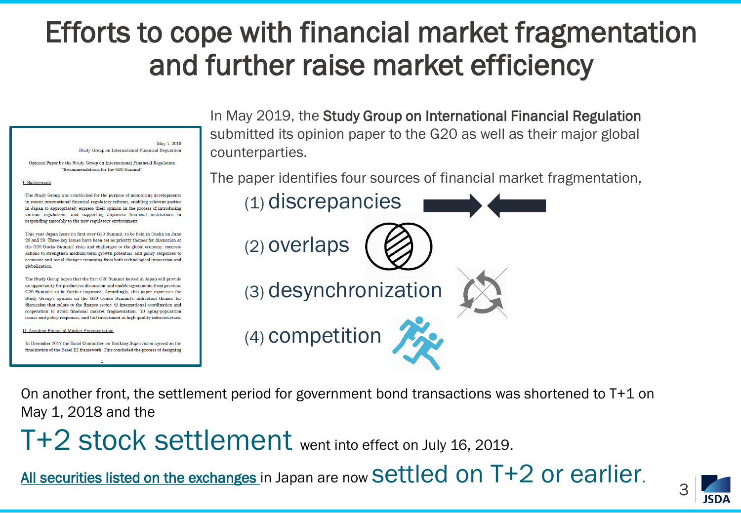# Efforts to cope with financial market fragmentation and further raise market efficiency

In May 2019, the **Study Group on International Financial Regulation** submitted its opinion paper to the G20 as well as their major global counterparties.

The paper identifies four sources of financial market fragmentation,

(1) discrepancies

(2) overlaps

(3) desynchronization

(4) competition

On another front, the settlement period for government bond transactions was shortened to T+1 on May 1, 2018 and the

**T+2 stock settlement** went into effect on July 16, 2019.

All securities listed on the exchanges in Japan are now **settled on T+2 or earlier.**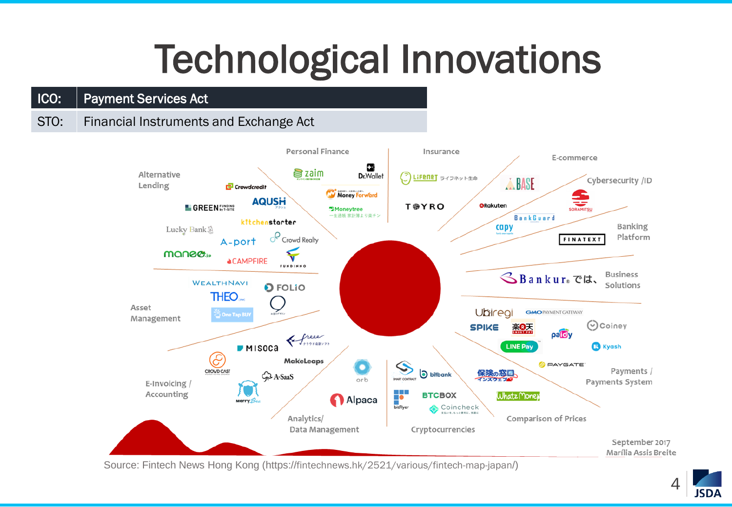# Technological Innovations

| | |
|---|---|
| ICO: | Payment Services Act |
| STO: | Financial Instruments and Exchange Act |

Personal Finance
zaim
Dr.Wallet
Money Forward
Moneytree

Insurance
LIFENET ライフネット生命
TOYRO

E-commerce
BASE
Rakuten

Cybersecurity /ID
SORAMITSU

Banking Platform
BankGuard
capy
FINATEXT

Business Solutions
Bankurでは、

Payments / Payments System
Ubiregi
GMO PAYMENT GATEWAY
SPIKE
楽天 SMART PAY
paidy
Coiney
LINE Pay
Kyash
PAYGATE

Comparison of Prices
保険の窓口 インズウェブ
Whatz Money

Cryptocurrencies
SMART CONTRACT
bitbank
bitFlyer
BTCBOX
Coincheck

Analytics/ Data Management
orb
Alpaca

E-Invoicing / Accounting
freee
MISOCA
MakeLeaps
CROWD CAST
A-SaaS
Merry Biz

Asset Management
WEALTHNAVI
FOLIO
THEO
One Tap BUY

Alternative Lending
Crowdcredit
GREEN FUNDING by T-SITE
AQUSH
Lucky Bank
kitchenstarter
A-port
Crowd Realty
maneo.jp
CAMPFIRE
FUNDINNO

September 2017
Marília Assis Breite

Source: Fintech News Hong Kong (https://fintechnews.hk/2521/various/fintech-map-japan/)